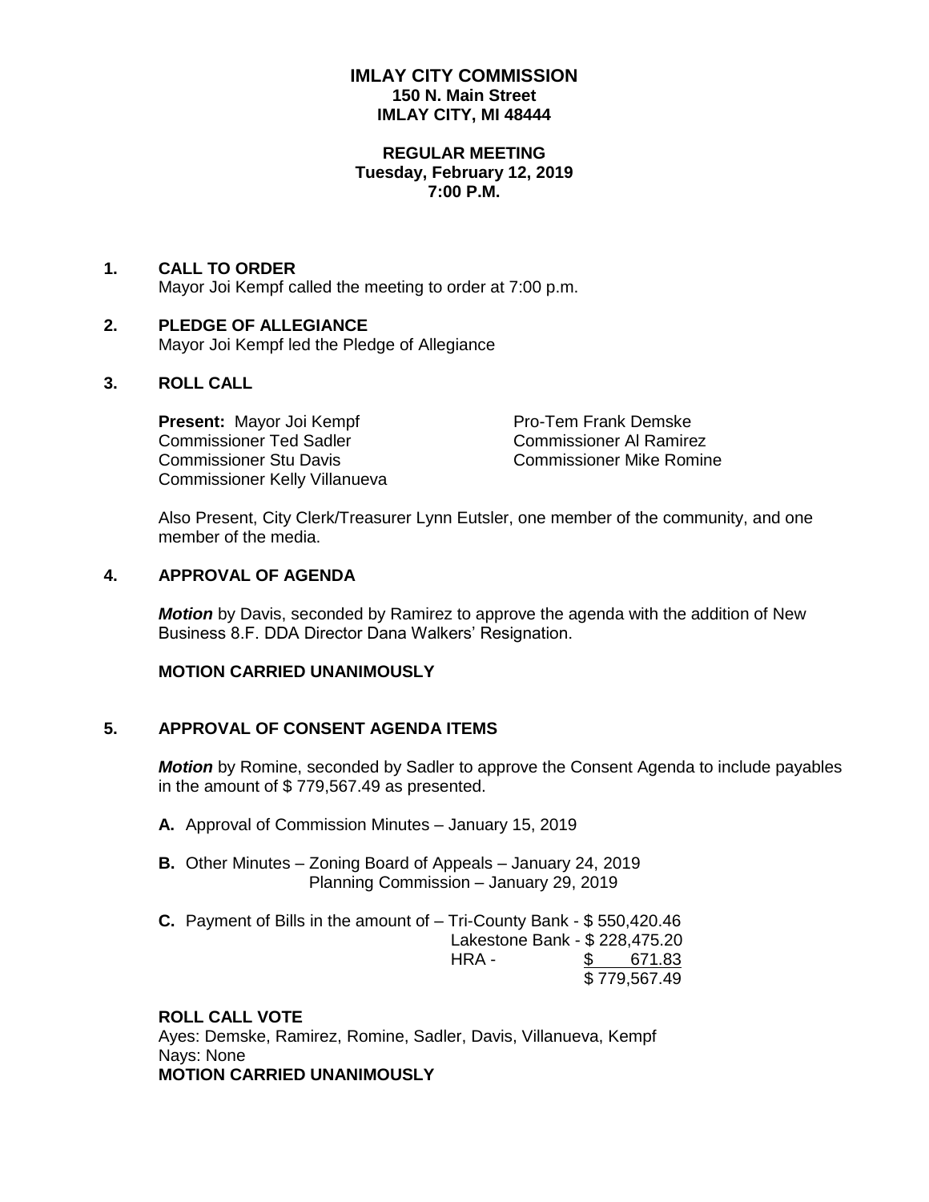# IMLAY CITY COMMISSION
**150 N. Main Street**
**IMLAY CITY, MI 48444**

**REGULAR MEETING**
**Tuesday, February 12, 2019**
**7:00 P.M.**

## 1. CALL TO ORDER

Mayor Joi Kempf called the meeting to order at 7:00 p.m.

## 2. PLEDGE OF ALLEGIANCE

Mayor Joi Kempf led the Pledge of Allegiance

## 3. ROLL CALL

**Present:** Mayor Joi Kempf
Pro-Tem Frank Demske
Commissioner Ted Sadler
Commissioner Al Ramirez
Commissioner Stu Davis
Commissioner Mike Romine
Commissioner Kelly Villanueva

Also Present, City Clerk/Treasurer Lynn Eutsler, one member of the community, and one member of the media.

## 4. APPROVAL OF AGENDA

***Motion*** by Davis, seconded by Ramirez to approve the agenda with the addition of New Business 8.F. DDA Director Dana Walkers' Resignation.

**MOTION CARRIED UNANIMOUSLY**

## 5. APPROVAL OF CONSENT AGENDA ITEMS

***Motion*** by Romine, seconded by Sadler to approve the Consent Agenda to include payables in the amount of $ 779,567.49 as presented.

**A.** Approval of Commission Minutes – January 15, 2019

**B.** Other Minutes – Zoning Board of Appeals – January 24, 2019
Planning Commission – January 29, 2019

**C.** Payment of Bills in the amount of – Tri-County Bank - $ 550,420.46
Lakestone Bank - $ 228,475.20
HRA - $ 671.83
$ 779,567.49

**ROLL CALL VOTE**
Ayes: Demske, Ramirez, Romine, Sadler, Davis, Villanueva, Kempf
Nays: None
**MOTION CARRIED UNANIMOUSLY**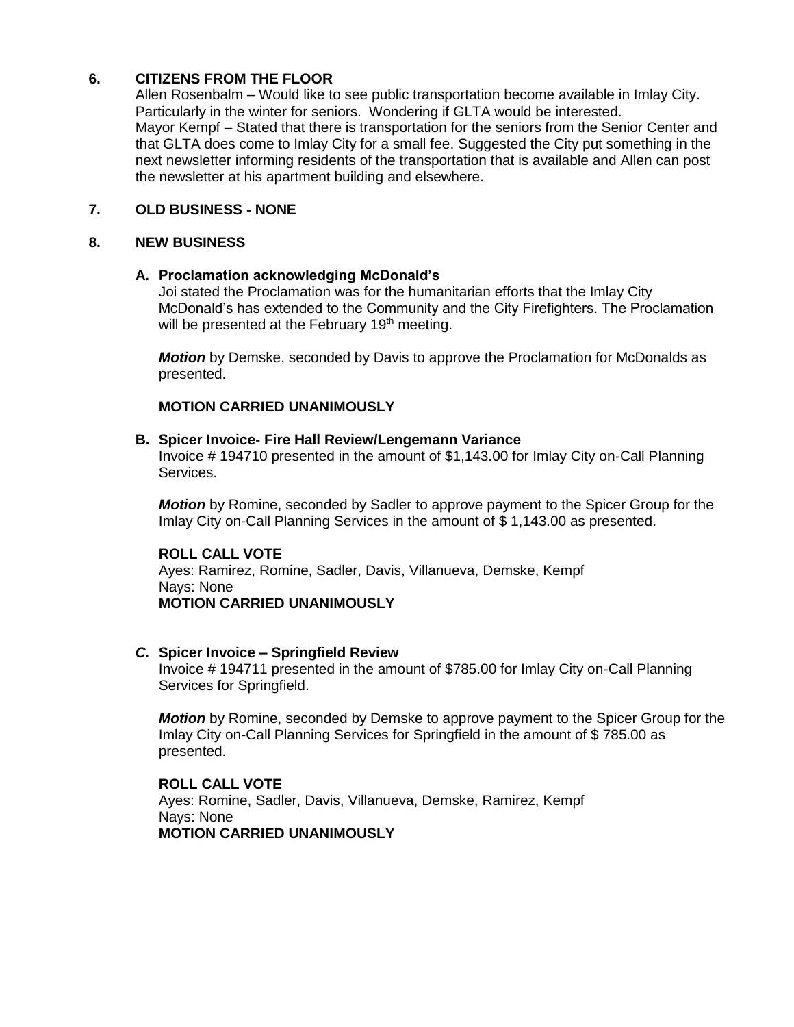## 6. CITIZENS FROM THE FLOOR

Allen Rosenbalm – Would like to see public transportation become available in Imlay City. Particularly in the winter for seniors. Wondering if GLTA would be interested.
Mayor Kempf – Stated that there is transportation for the seniors from the Senior Center and that GLTA does come to Imlay City for a small fee. Suggested the City put something in the next newsletter informing residents of the transportation that is available and Allen can post the newsletter at his apartment building and elsewhere.

## 7. OLD BUSINESS - NONE

## 8. NEW BUSINESS

### A. Proclamation acknowledging McDonald's

Joi stated the Proclamation was for the humanitarian efforts that the Imlay City McDonald's has extended to the Community and the City Firefighters. The Proclamation will be presented at the February 19th meeting.

***Motion*** by Demske, seconded by Davis to approve the Proclamation for McDonalds as presented.

**MOTION CARRIED UNANIMOUSLY**

### B. Spicer Invoice- Fire Hall Review/Lengemann Variance

Invoice # 194710 presented in the amount of $1,143.00 for Imlay City on-Call Planning Services.

***Motion*** by Romine, seconded by Sadler to approve payment to the Spicer Group for the Imlay City on-Call Planning Services in the amount of $ 1,143.00 as presented.

**ROLL CALL VOTE**
Ayes: Ramirez, Romine, Sadler, Davis, Villanueva, Demske, Kempf
Nays: None
**MOTION CARRIED UNANIMOUSLY**

### *C.* Spicer Invoice – Springfield Review

Invoice # 194711 presented in the amount of $785.00 for Imlay City on-Call Planning Services for Springfield.

***Motion*** by Romine, seconded by Demske to approve payment to the Spicer Group for the Imlay City on-Call Planning Services for Springfield in the amount of $ 785.00 as presented.

**ROLL CALL VOTE**
Ayes: Romine, Sadler, Davis, Villanueva, Demske, Ramirez, Kempf
Nays: None
**MOTION CARRIED UNANIMOUSLY**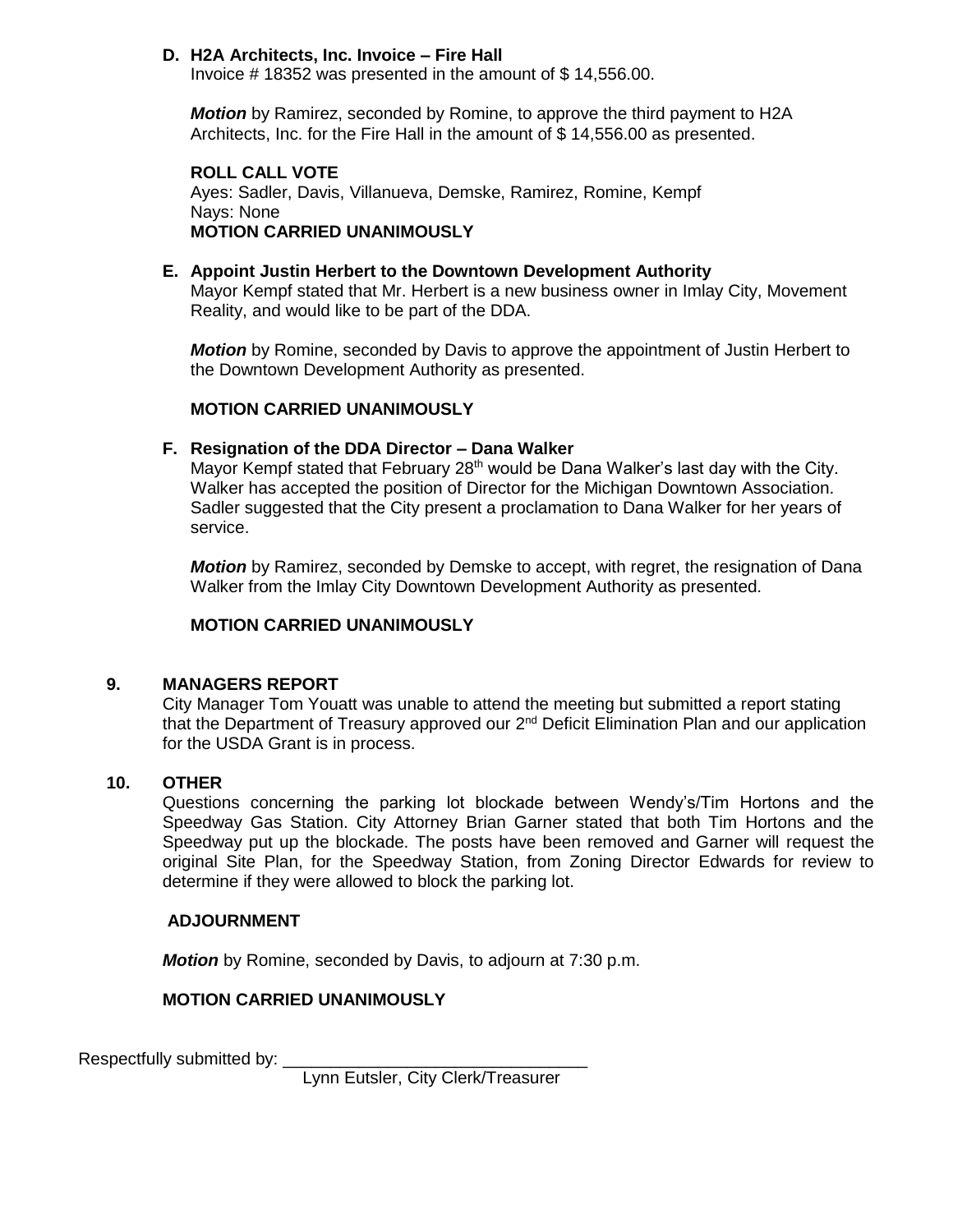**D. H2A Architects, Inc. Invoice – Fire Hall**
Invoice # 18352 was presented in the amount of $ 14,556.00.

***Motion*** by Ramirez, seconded by Romine, to approve the third payment to H2A Architects, Inc. for the Fire Hall in the amount of $ 14,556.00 as presented.

**ROLL CALL VOTE**
Ayes: Sadler, Davis, Villanueva, Demske, Ramirez, Romine, Kempf
Nays: None
**MOTION CARRIED UNANIMOUSLY**

**E. Appoint Justin Herbert to the Downtown Development Authority**
Mayor Kempf stated that Mr. Herbert is a new business owner in Imlay City, Movement Reality, and would like to be part of the DDA.

***Motion*** by Romine, seconded by Davis to approve the appointment of Justin Herbert to the Downtown Development Authority as presented.

**MOTION CARRIED UNANIMOUSLY**

**F. Resignation of the DDA Director – Dana Walker**
Mayor Kempf stated that February 28th would be Dana Walker's last day with the City. Walker has accepted the position of Director for the Michigan Downtown Association. Sadler suggested that the City present a proclamation to Dana Walker for her years of service.

***Motion*** by Ramirez, seconded by Demske to accept, with regret, the resignation of Dana Walker from the Imlay City Downtown Development Authority as presented.

**MOTION CARRIED UNANIMOUSLY**

**9. MANAGERS REPORT**
City Manager Tom Youatt was unable to attend the meeting but submitted a report stating that the Department of Treasury approved our 2nd Deficit Elimination Plan and our application for the USDA Grant is in process.

**10. OTHER**
Questions concerning the parking lot blockade between Wendy's/Tim Hortons and the Speedway Gas Station. City Attorney Brian Garner stated that both Tim Hortons and the Speedway put up the blockade. The posts have been removed and Garner will request the original Site Plan, for the Speedway Station, from Zoning Director Edwards for review to determine if they were allowed to block the parking lot.

**ADJOURNMENT**

***Motion*** by Romine, seconded by Davis, to adjourn at 7:30 p.m.

**MOTION CARRIED UNANIMOUSLY**

Respectfully submitted by: ________________________________
Lynn Eutsler, City Clerk/Treasurer